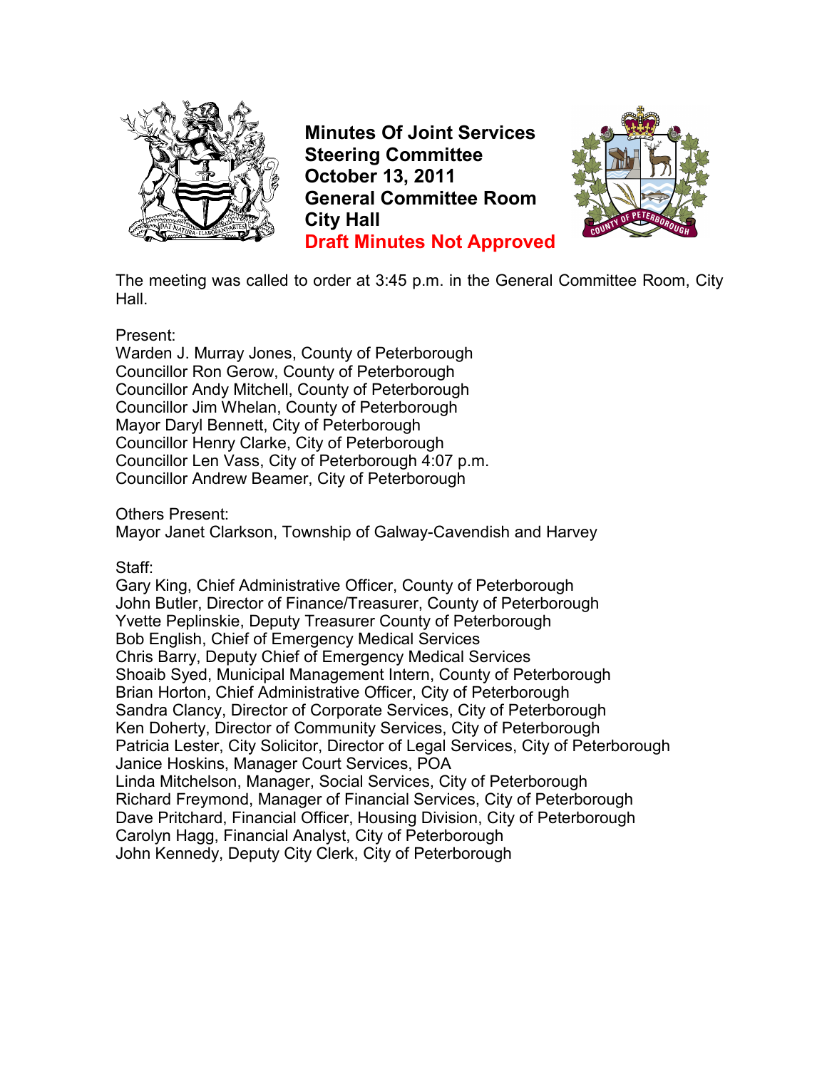# Minutes Of Joint Services Steering Committee
## October 13, 2011
## General Committee Room
## City Hall
## Draft Minutes Not Approved

The meeting was called to order at 3:45 p.m. in the General Committee Room, City Hall.

Present:
Warden J. Murray Jones, County of Peterborough
Councillor Ron Gerow, County of Peterborough
Councillor Andy Mitchell, County of Peterborough
Councillor Jim Whelan, County of Peterborough
Mayor Daryl Bennett, City of Peterborough
Councillor Henry Clarke, City of Peterborough
Councillor Len Vass, City of Peterborough 4:07 p.m.
Councillor Andrew Beamer, City of Peterborough

Others Present:
Mayor Janet Clarkson, Township of Galway-Cavendish and Harvey

Staff:
Gary King, Chief Administrative Officer, County of Peterborough
John Butler, Director of Finance/Treasurer, County of Peterborough
Yvette Peplinskie, Deputy Treasurer County of Peterborough
Bob English, Chief of Emergency Medical Services
Chris Barry, Deputy Chief of Emergency Medical Services
Shoaib Syed, Municipal Management Intern, County of Peterborough
Brian Horton, Chief Administrative Officer, City of Peterborough
Sandra Clancy, Director of Corporate Services, City of Peterborough
Ken Doherty, Director of Community Services, City of Peterborough
Patricia Lester, City Solicitor, Director of Legal Services, City of Peterborough
Janice Hoskins, Manager Court Services, POA
Linda Mitchelson, Manager, Social Services, City of Peterborough
Richard Freymond, Manager of Financial Services, City of Peterborough
Dave Pritchard, Financial Officer, Housing Division, City of Peterborough
Carolyn Hagg, Financial Analyst, City of Peterborough
John Kennedy, Deputy City Clerk, City of Peterborough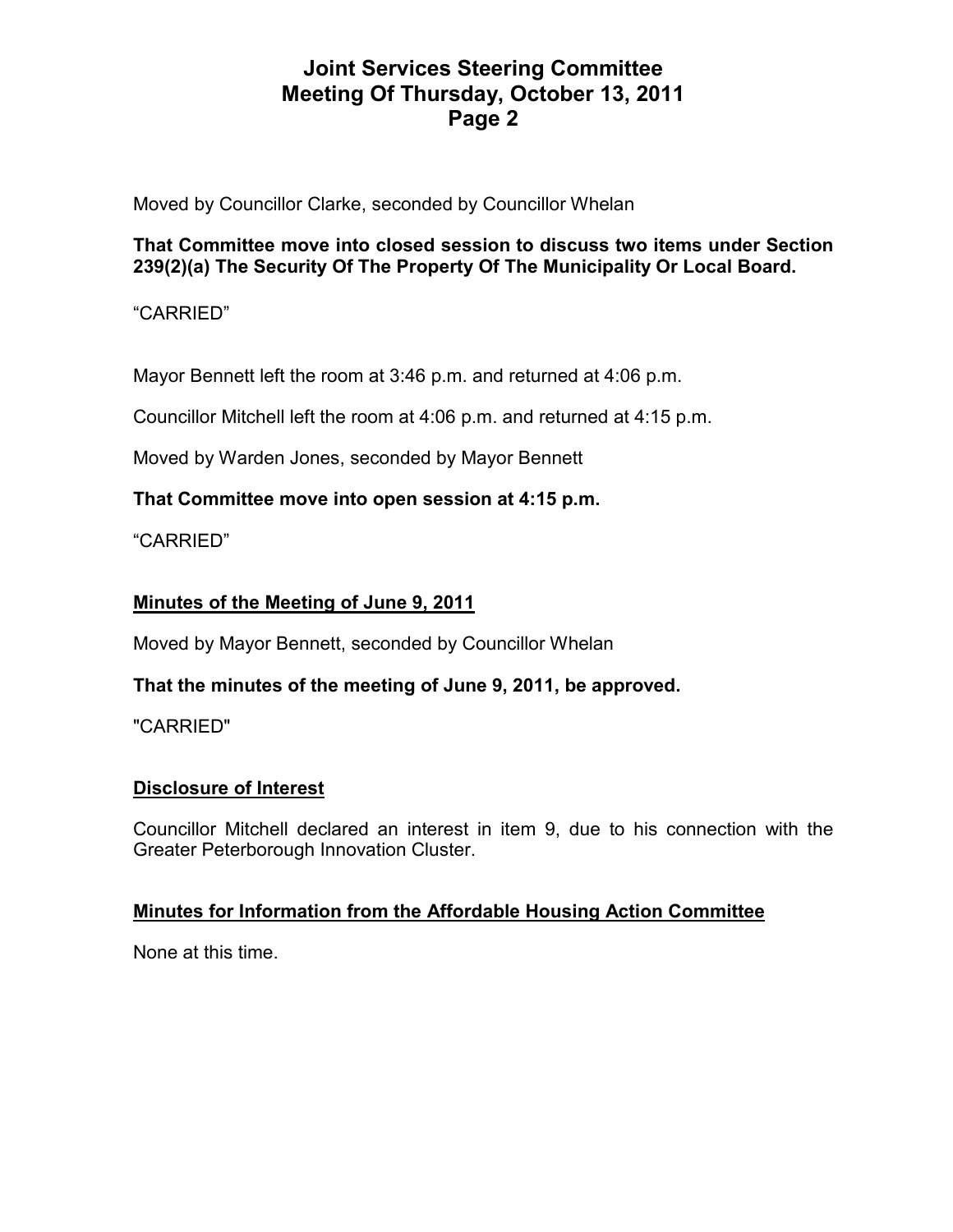Moved by Councillor Clarke, seconded by Councillor Whelan

**That Committee move into closed session to discuss two items under Section 239(2)(a) The Security Of The Property Of The Municipality Or Local Board.**

“CARRIED”

Mayor Bennett left the room at 3:46 p.m. and returned at 4:06 p.m.

Councillor Mitchell left the room at 4:06 p.m. and returned at 4:15 p.m.

Moved by Warden Jones, seconded by Mayor Bennett

**That Committee move into open session at 4:15 p.m.**

“CARRIED”

## Minutes of the Meeting of June 9, 2011

Moved by Mayor Bennett, seconded by Councillor Whelan

**That the minutes of the meeting of June 9, 2011, be approved.**

"CARRIED"

## Disclosure of Interest

Councillor Mitchell declared an interest in item 9, due to his connection with the Greater Peterborough Innovation Cluster.

## Minutes for Information from the Affordable Housing Action Committee

None at this time.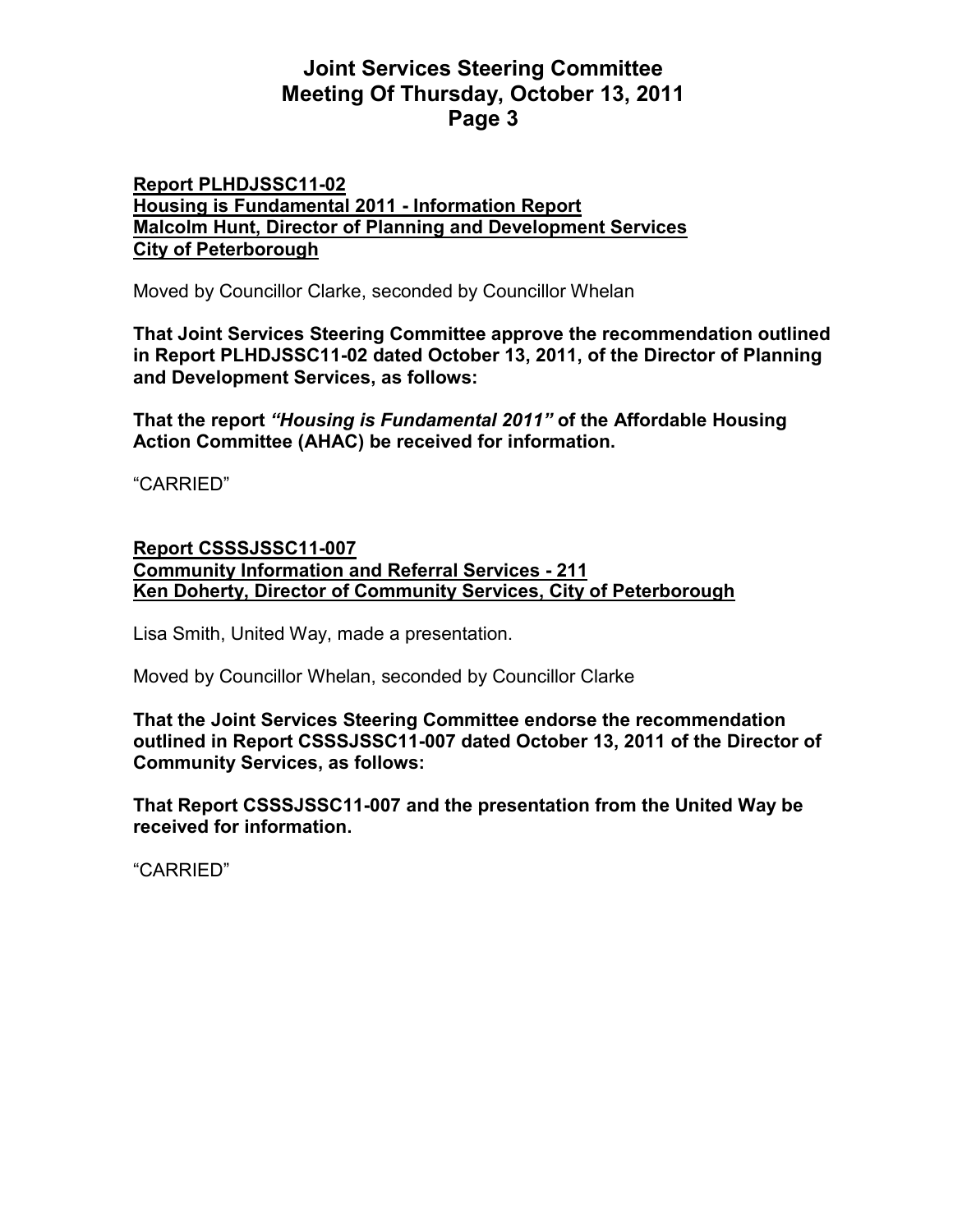**Report PLHDJSSC11-02**
**Housing is Fundamental 2011 - Information Report**
**Malcolm Hunt, Director of Planning and Development Services**
**City of Peterborough**

Moved by Councillor Clarke, seconded by Councillor Whelan

**That Joint Services Steering Committee approve the recommendation outlined in Report PLHDJSSC11-02 dated October 13, 2011, of the Director of Planning and Development Services, as follows:**

**That the report *"Housing is Fundamental 2011"* of the Affordable Housing Action Committee (AHAC) be received for information.**

"CARRIED"

**Report CSSSJSSC11-007**
**Community Information and Referral Services - 211**
**Ken Doherty, Director of Community Services, City of Peterborough**

Lisa Smith, United Way, made a presentation.

Moved by Councillor Whelan, seconded by Councillor Clarke

**That the Joint Services Steering Committee endorse the recommendation outlined in Report CSSSJSSC11-007 dated October 13, 2011 of the Director of Community Services, as follows:**

**That Report CSSSJSSC11-007 and the presentation from the United Way be received for information.**

"CARRIED"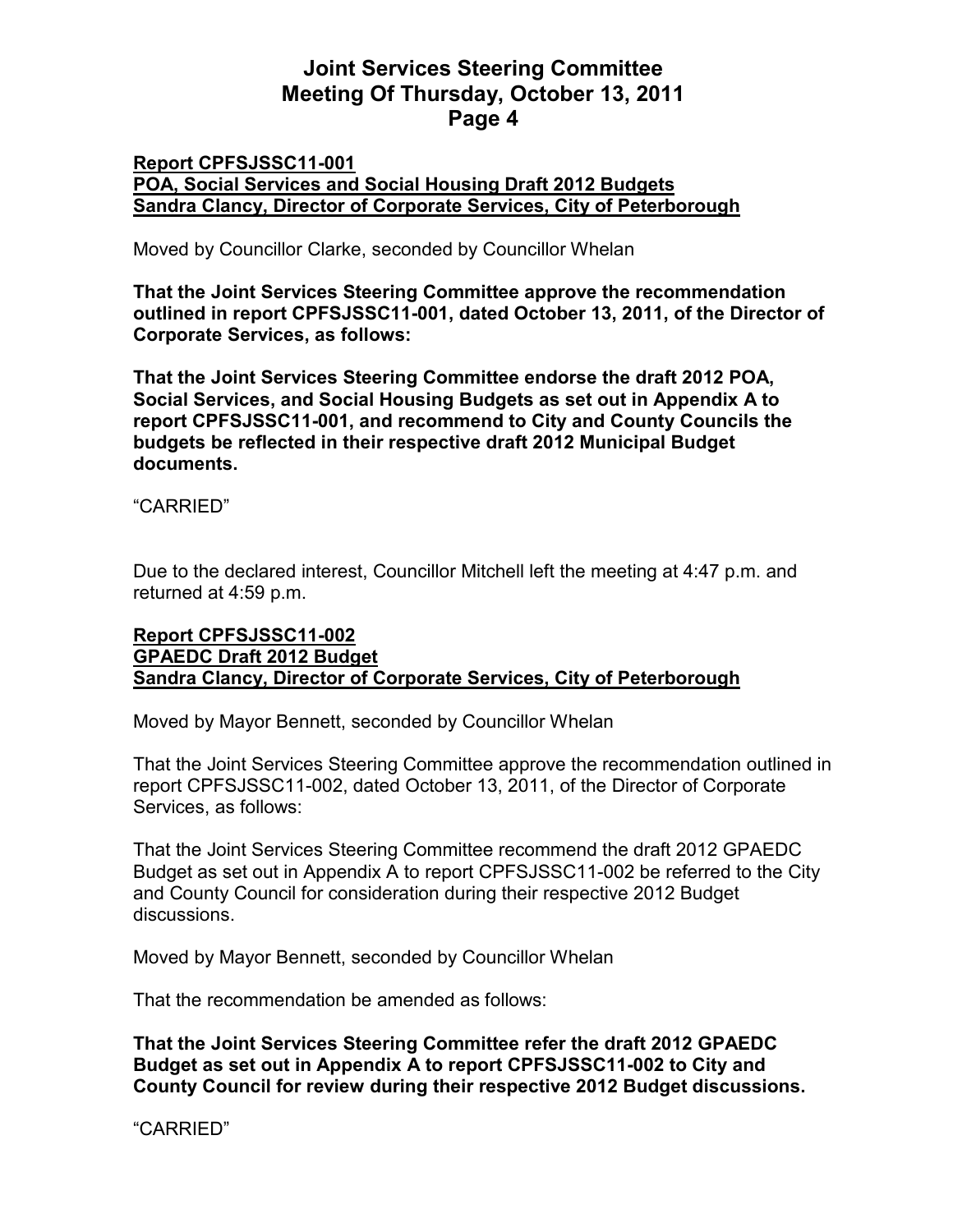**Report CPFSJSSC11-001**
**POA, Social Services and Social Housing Draft 2012 Budgets**
**Sandra Clancy, Director of Corporate Services, City of Peterborough**

Moved by Councillor Clarke, seconded by Councillor Whelan

**That the Joint Services Steering Committee approve the recommendation outlined in report CPFSJSSC11-001, dated October 13, 2011, of the Director of Corporate Services, as follows:**

**That the Joint Services Steering Committee endorse the draft 2012 POA, Social Services, and Social Housing Budgets as set out in Appendix A to report CPFSJSSC11-001, and recommend to City and County Councils the budgets be reflected in their respective draft 2012 Municipal Budget documents.**

"CARRIED"

Due to the declared interest, Councillor Mitchell left the meeting at 4:47 p.m. and returned at 4:59 p.m.

**Report CPFSJSSC11-002**
**GPAEDC Draft 2012 Budget**
**Sandra Clancy, Director of Corporate Services, City of Peterborough**

Moved by Mayor Bennett, seconded by Councillor Whelan

That the Joint Services Steering Committee approve the recommendation outlined in report CPFSJSSC11-002, dated October 13, 2011, of the Director of Corporate Services, as follows:

That the Joint Services Steering Committee recommend the draft 2012 GPAEDC Budget as set out in Appendix A to report CPFSJSSC11-002 be referred to the City and County Council for consideration during their respective 2012 Budget discussions.

Moved by Mayor Bennett, seconded by Councillor Whelan

That the recommendation be amended as follows:

**That the Joint Services Steering Committee refer the draft 2012 GPAEDC Budget as set out in Appendix A to report CPFSJSSC11-002 to City and County Council for review during their respective 2012 Budget discussions.**

"CARRIED"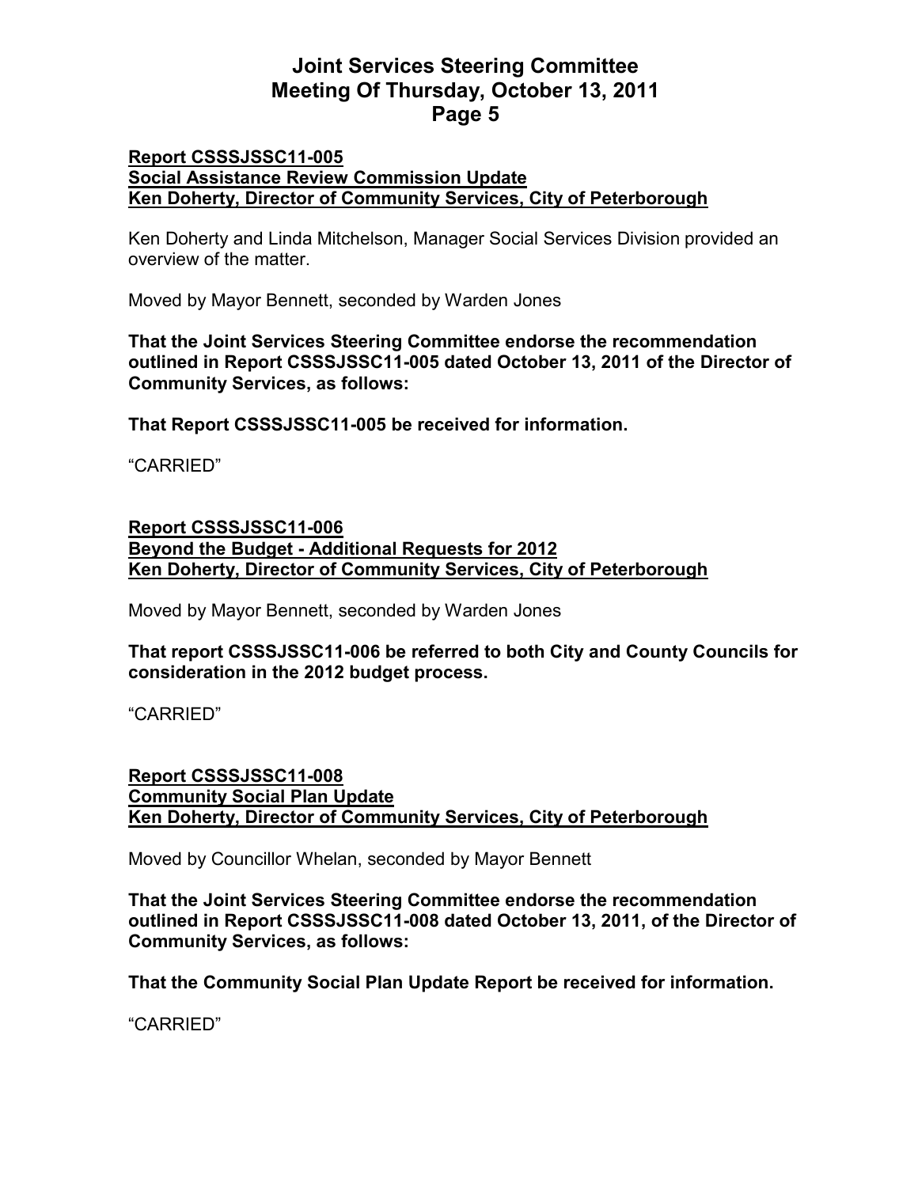**Report CSSSJSSC11-005**
**Social Assistance Review Commission Update**
**Ken Doherty, Director of Community Services, City of Peterborough**

Ken Doherty and Linda Mitchelson, Manager Social Services Division provided an overview of the matter.

Moved by Mayor Bennett, seconded by Warden Jones

**That the Joint Services Steering Committee endorse the recommendation outlined in Report CSSSJSSC11-005 dated October 13, 2011 of the Director of Community Services, as follows:**

**That Report CSSSJSSC11-005 be received for information.**

"CARRIED"

**Report CSSSJSSC11-006**
**Beyond the Budget - Additional Requests for 2012**
**Ken Doherty, Director of Community Services, City of Peterborough**

Moved by Mayor Bennett, seconded by Warden Jones

**That report CSSSJSSC11-006 be referred to both City and County Councils for consideration in the 2012 budget process.**

"CARRIED"

**Report CSSSJSSC11-008**
**Community Social Plan Update**
**Ken Doherty, Director of Community Services, City of Peterborough**

Moved by Councillor Whelan, seconded by Mayor Bennett

**That the Joint Services Steering Committee endorse the recommendation outlined in Report CSSSJSSC11-008 dated October 13, 2011, of the Director of Community Services, as follows:**

**That the Community Social Plan Update Report be received for information.**

"CARRIED"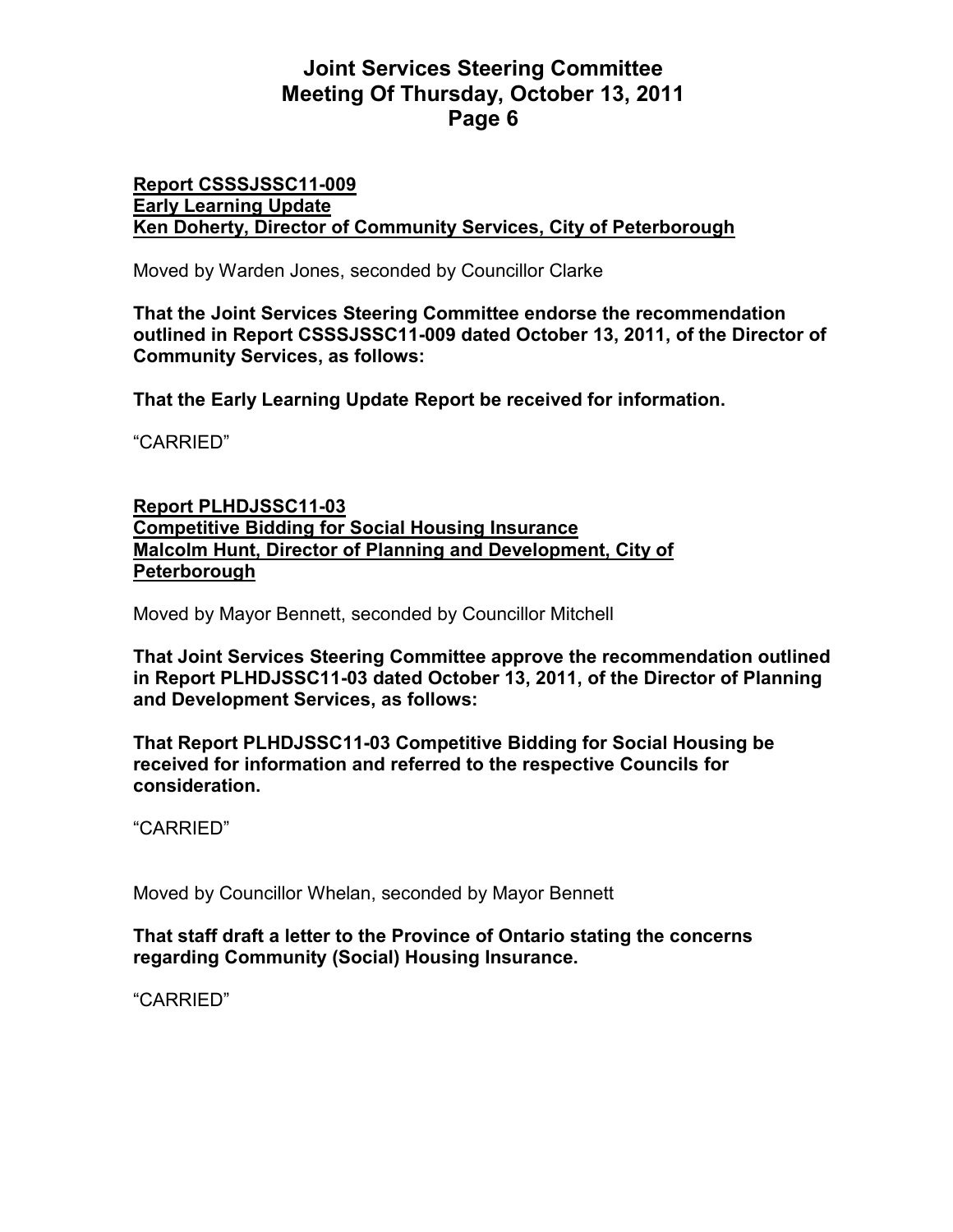**Report CSSSJSSC11-009**
**Early Learning Update**
**Ken Doherty, Director of Community Services, City of Peterborough**

Moved by Warden Jones, seconded by Councillor Clarke

**That the Joint Services Steering Committee endorse the recommendation outlined in Report CSSSJSSC11-009 dated October 13, 2011, of the Director of Community Services, as follows:**

**That the Early Learning Update Report be received for information.**

"CARRIED"

**Report PLHDJSSC11-03**
**Competitive Bidding for Social Housing Insurance**
**Malcolm Hunt, Director of Planning and Development, City of Peterborough**

Moved by Mayor Bennett, seconded by Councillor Mitchell

**That Joint Services Steering Committee approve the recommendation outlined in Report PLHDJSSC11-03 dated October 13, 2011, of the Director of Planning and Development Services, as follows:**

**That Report PLHDJSSC11-03 Competitive Bidding for Social Housing be received for information and referred to the respective Councils for consideration.**

"CARRIED"

Moved by Councillor Whelan, seconded by Mayor Bennett

**That staff draft a letter to the Province of Ontario stating the concerns regarding Community (Social) Housing Insurance.**

"CARRIED"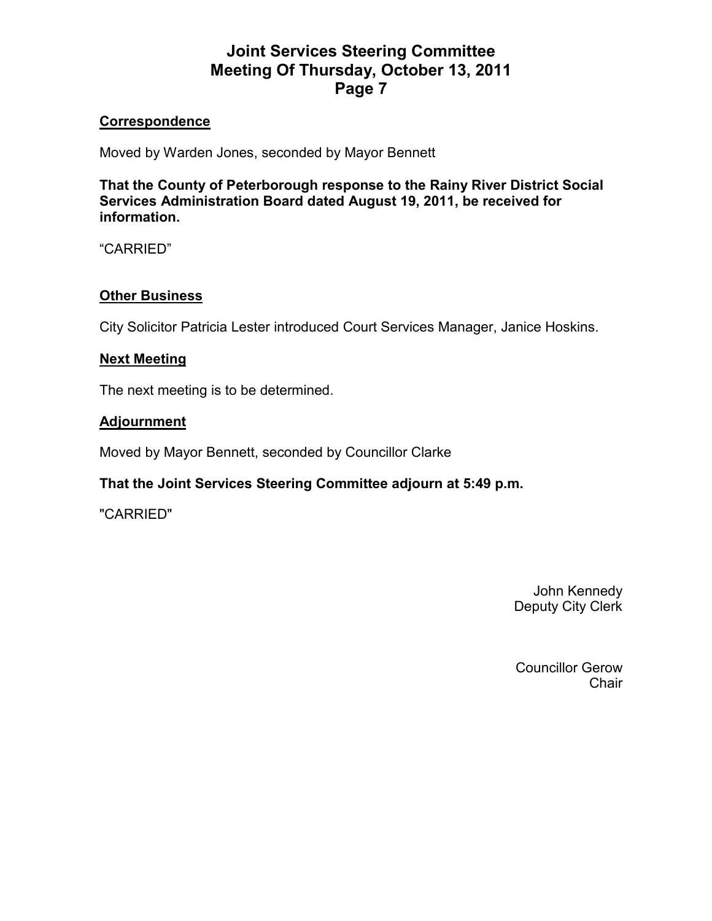## Correspondence

Moved by Warden Jones, seconded by Mayor Bennett

**That the County of Peterborough response to the Rainy River District Social Services Administration Board dated August 19, 2011, be received for information.**

"CARRIED"

## Other Business

City Solicitor Patricia Lester introduced Court Services Manager, Janice Hoskins.

## Next Meeting

The next meeting is to be determined.

## Adjournment

Moved by Mayor Bennett, seconded by Councillor Clarke

**That the Joint Services Steering Committee adjourn at 5:49 p.m.**

"CARRIED"

John Kennedy
Deputy City Clerk

Councillor Gerow
Chair